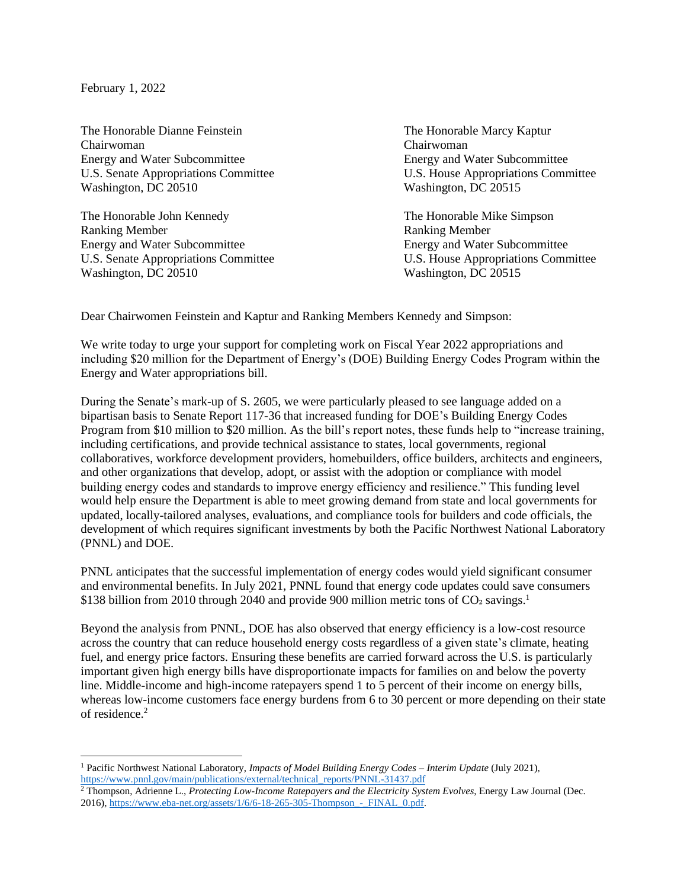February 1, 2022

The Honorable Dianne Feinstein
Chairwoman
Energy and Water Subcommittee
U.S. Senate Appropriations Committee
Washington, DC 20510

The Honorable John Kennedy
Ranking Member
Energy and Water Subcommittee
U.S. Senate Appropriations Committee
Washington, DC 20510

The Honorable Marcy Kaptur
Chairwoman
Energy and Water Subcommittee
U.S. House Appropriations Committee
Washington, DC 20515

The Honorable Mike Simpson
Ranking Member
Energy and Water Subcommittee
U.S. House Appropriations Committee
Washington, DC 20515

Dear Chairwomen Feinstein and Kaptur and Ranking Members Kennedy and Simpson:

We write today to urge your support for completing work on Fiscal Year 2022 appropriations and including $20 million for the Department of Energy's (DOE) Building Energy Codes Program within the Energy and Water appropriations bill.

During the Senate's mark-up of S. 2605, we were particularly pleased to see language added on a bipartisan basis to Senate Report 117-36 that increased funding for DOE's Building Energy Codes Program from $10 million to $20 million. As the bill's report notes, these funds help to "increase training, including certifications, and provide technical assistance to states, local governments, regional collaboratives, workforce development providers, homebuilders, office builders, architects and engineers, and other organizations that develop, adopt, or assist with the adoption or compliance with model building energy codes and standards to improve energy efficiency and resilience." This funding level would help ensure the Department is able to meet growing demand from state and local governments for updated, locally-tailored analyses, evaluations, and compliance tools for builders and code officials, the development of which requires significant investments by both the Pacific Northwest National Laboratory (PNNL) and DOE.

PNNL anticipates that the successful implementation of energy codes would yield significant consumer and environmental benefits. In July 2021, PNNL found that energy code updates could save consumers $138 billion from 2010 through 2040 and provide 900 million metric tons of $CO_2$ savings.[1]

Beyond the analysis from PNNL, DOE has also observed that energy efficiency is a low-cost resource across the country that can reduce household energy costs regardless of a given state's climate, heating fuel, and energy price factors. Ensuring these benefits are carried forward across the U.S. is particularly important given high energy bills have disproportionate impacts for families on and below the poverty line. Middle-income and high-income ratepayers spend 1 to 5 percent of their income on energy bills, whereas low-income customers face energy burdens from 6 to 30 percent or more depending on their state of residence.[2]

---

[1] Pacific Northwest National Laboratory, *Impacts of Model Building Energy Codes – Interim Update* (July 2021), https://www.pnnl.gov/main/publications/external/technical_reports/PNNL-31437.pdf

[2] Thompson, Adrienne L., *Protecting Low-Income Ratepayers and the Electricity System Evolves*, Energy Law Journal (Dec. 2016), https://www.eba-net.org/assets/1/6/6-18-265-305-Thompson_-_FINAL_0.pdf.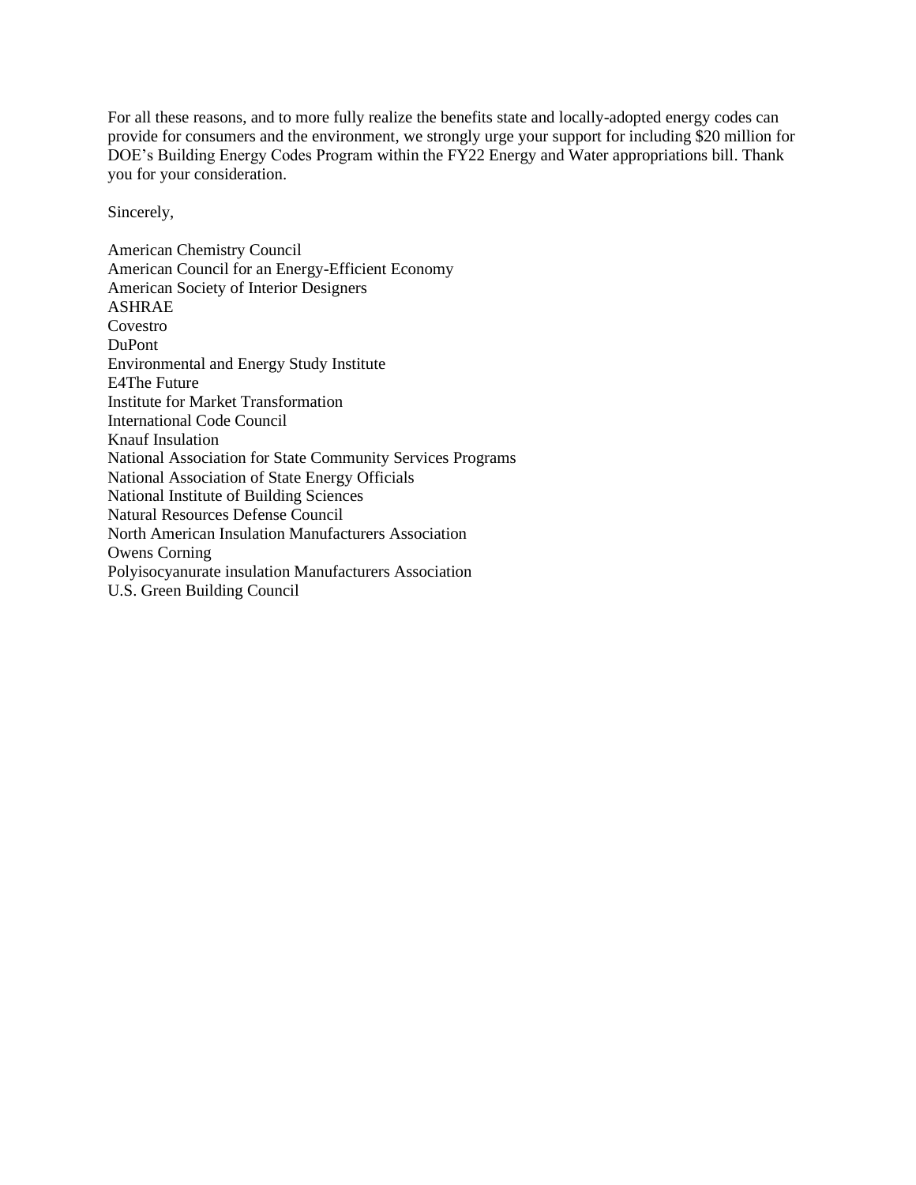For all these reasons, and to more fully realize the benefits state and locally-adopted energy codes can provide for consumers and the environment, we strongly urge your support for including $20 million for DOE's Building Energy Codes Program within the FY22 Energy and Water appropriations bill. Thank you for your consideration.

Sincerely,

American Chemistry Council
American Council for an Energy-Efficient Economy
American Society of Interior Designers
ASHRAE
Covestro
DuPont
Environmental and Energy Study Institute
E4The Future
Institute for Market Transformation
International Code Council
Knauf Insulation
National Association for State Community Services Programs
National Association of State Energy Officials
National Institute of Building Sciences
Natural Resources Defense Council
North American Insulation Manufacturers Association
Owens Corning
Polyisocyanurate insulation Manufacturers Association
U.S. Green Building Council